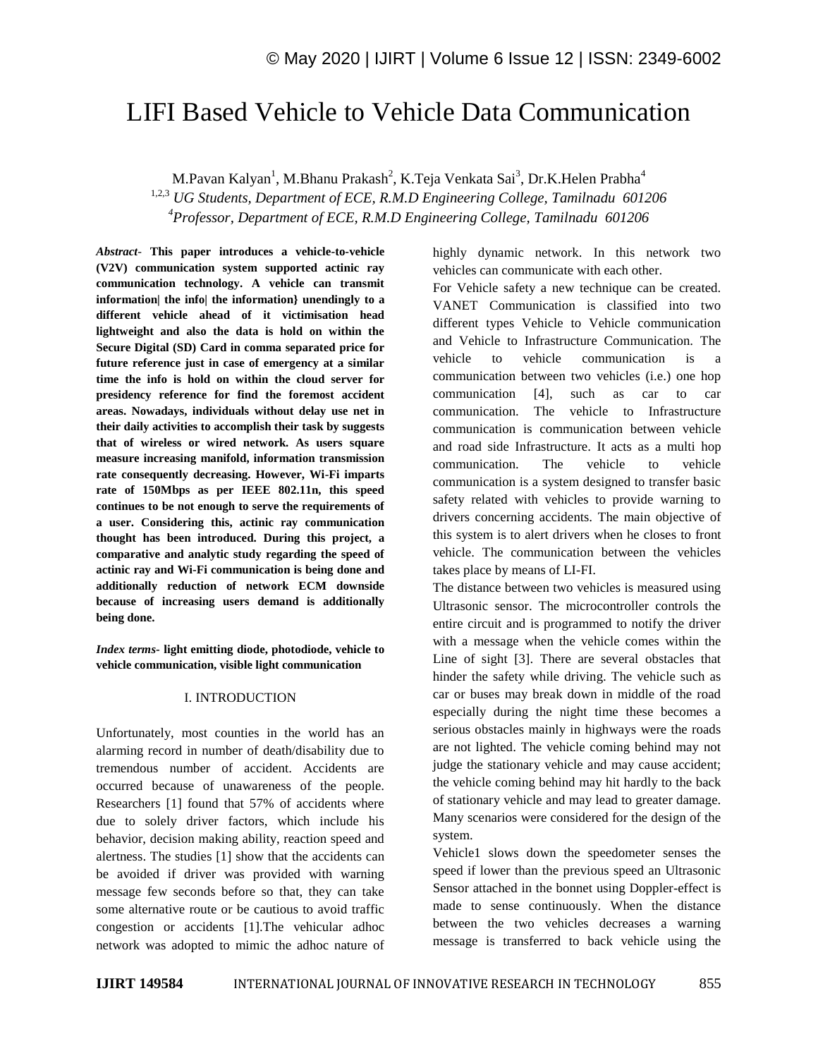# LIFI Based Vehicle to Vehicle Data Communication

M.Pavan Kalyan[1], M.Bhanu Prakash[2], K.Teja Venkata Sai[3], Dr.K.Helen Prabha[4]

[1,2,3] *UG Students, Department of ECE, R.M.D Engineering College, Tamilnadu 601206*

[4]*Professor, Department of ECE, R.M.D Engineering College, Tamilnadu 601206*

***Abstract-*** **This paper introduces a vehicle-to-vehicle (V2V) communication system supported actinic ray communication technology. A vehicle can transmit information| the info| the information} unendingly to a different vehicle ahead of it victimisation head lightweight and also the data is hold on within the Secure Digital (SD) Card in comma separated price for future reference just in case of emergency at a similar time the info is hold on within the cloud server for presidency reference for find the foremost accident areas. Nowadays, individuals without delay use net in their daily activities to accomplish their task by suggests that of wireless or wired network. As users square measure increasing manifold, information transmission rate consequently decreasing. However, Wi-Fi imparts rate of 150Mbps as per IEEE 802.11n, this speed continues to be not enough to serve the requirements of a user. Considering this, actinic ray communication thought has been introduced. During this project, a comparative and analytic study regarding the speed of actinic ray and Wi-Fi communication is being done and additionally reduction of network ECM downside because of increasing users demand is additionally being done.**

***Index terms-*** **light emitting diode, photodiode, vehicle to vehicle communication, visible light communication**

## I. INTRODUCTION

Unfortunately, most counties in the world has an alarming record in number of death/disability due to tremendous number of accident. Accidents are occurred because of unawareness of the people. Researchers [1] found that 57% of accidents where due to solely driver factors, which include his behavior, decision making ability, reaction speed and alertness. The studies [1] show that the accidents can be avoided if driver was provided with warning message few seconds before so that, they can take some alternative route or be cautious to avoid traffic congestion or accidents [1].The vehicular adhoc network was adopted to mimic the adhoc nature of highly dynamic network. In this network two vehicles can communicate with each other.

For Vehicle safety a new technique can be created. VANET Communication is classified into two different types Vehicle to Vehicle communication and Vehicle to Infrastructure Communication. The vehicle to vehicle communication is a communication between two vehicles (i.e.) one hop communication [4], such as car to car communication. The vehicle to Infrastructure communication is communication between vehicle and road side Infrastructure. It acts as a multi hop communication. The vehicle to vehicle communication is a system designed to transfer basic safety related with vehicles to provide warning to drivers concerning accidents. The main objective of this system is to alert drivers when he closes to front vehicle. The communication between the vehicles takes place by means of LI-FI.

The distance between two vehicles is measured using Ultrasonic sensor. The microcontroller controls the entire circuit and is programmed to notify the driver with a message when the vehicle comes within the Line of sight [3]. There are several obstacles that hinder the safety while driving. The vehicle such as car or buses may break down in middle of the road especially during the night time these becomes a serious obstacles mainly in highways were the roads are not lighted. The vehicle coming behind may not judge the stationary vehicle and may cause accident; the vehicle coming behind may hit hardly to the back of stationary vehicle and may lead to greater damage. Many scenarios were considered for the design of the system.

Vehicle1 slows down the speedometer senses the speed if lower than the previous speed an Ultrasonic Sensor attached in the bonnet using Doppler-effect is made to sense continuously. When the distance between the two vehicles decreases a warning message is transferred to back vehicle using the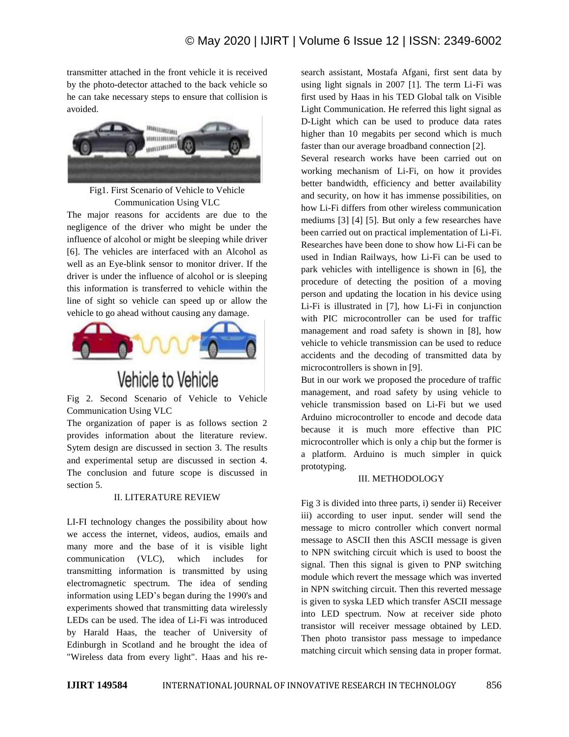transmitter attached in the front vehicle it is received by the photo-detector attached to the back vehicle so he can take necessary steps to ensure that collision is avoided.

Fig1. First Scenario of Vehicle to Vehicle Communication Using VLC

The major reasons for accidents are due to the negligence of the driver who might be under the influence of alcohol or might be sleeping while driver [6]. The vehicles are interfaced with an Alcohol as well as an Eye-blink sensor to monitor driver. If the driver is under the influence of alcohol or is sleeping this information is transferred to vehicle within the line of sight so vehicle can speed up or allow the vehicle to go ahead without causing any damage.

Fig 2. Second Scenario of Vehicle to Vehicle Communication Using VLC

The organization of paper is as follows section 2 provides information about the literature review. Sytem design are discussed in section 3. The results and experimental setup are discussed in section 4. The conclusion and future scope is discussed in section 5.

## II. LITERATURE REVIEW

LI-FI technology changes the possibility about how we access the internet, videos, audios, emails and many more and the base of it is visible light communication (VLC), which includes for transmitting information is transmitted by using electromagnetic spectrum. The idea of sending information using LED's began during the 1990's and experiments showed that transmitting data wirelessly LEDs can be used. The idea of Li-Fi was introduced by Harald Haas, the teacher of University of Edinburgh in Scotland and he brought the idea of "Wireless data from every light". Haas and his research assistant, Mostafa Afgani, first sent data by using light signals in 2007 [1]. The term Li-Fi was first used by Haas in his TED Global talk on Visible Light Communication. He referred this light signal as D-Light which can be used to produce data rates higher than 10 megabits per second which is much faster than our average broadband connection [2].

Several research works have been carried out on working mechanism of Li-Fi, on how it provides better bandwidth, efficiency and better availability and security, on how it has immense possibilities, on how Li-Fi differs from other wireless communication mediums [3] [4] [5]. But only a few researches have been carried out on practical implementation of Li-Fi. Researches have been done to show how Li-Fi can be used in Indian Railways, how Li-Fi can be used to park vehicles with intelligence is shown in [6], the procedure of detecting the position of a moving person and updating the location in his device using Li-Fi is illustrated in [7], how Li-Fi in conjunction with PIC microcontroller can be used for traffic management and road safety is shown in [8], how vehicle to vehicle transmission can be used to reduce accidents and the decoding of transmitted data by microcontrollers is shown in [9].

But in our work we proposed the procedure of traffic management, and road safety by using vehicle to vehicle transmission based on Li-Fi but we used Arduino microcontroller to encode and decode data because it is much more effective than PIC microcontroller which is only a chip but the former is a platform. Arduino is much simpler in quick prototyping.

## III. METHODOLOGY

Fig 3 is divided into three parts, i) sender ii) Receiver iii) according to user input. sender will send the message to micro controller which convert normal message to ASCII then this ASCII message is given to NPN switching circuit which is used to boost the signal. Then this signal is given to PNP switching module which revert the message which was inverted in NPN switching circuit. Then this reverted message is given to syska LED which transfer ASCII message into LED spectrum. Now at receiver side photo transistor will receiver message obtained by LED. Then photo transistor pass message to impedance matching circuit which sensing data in proper format.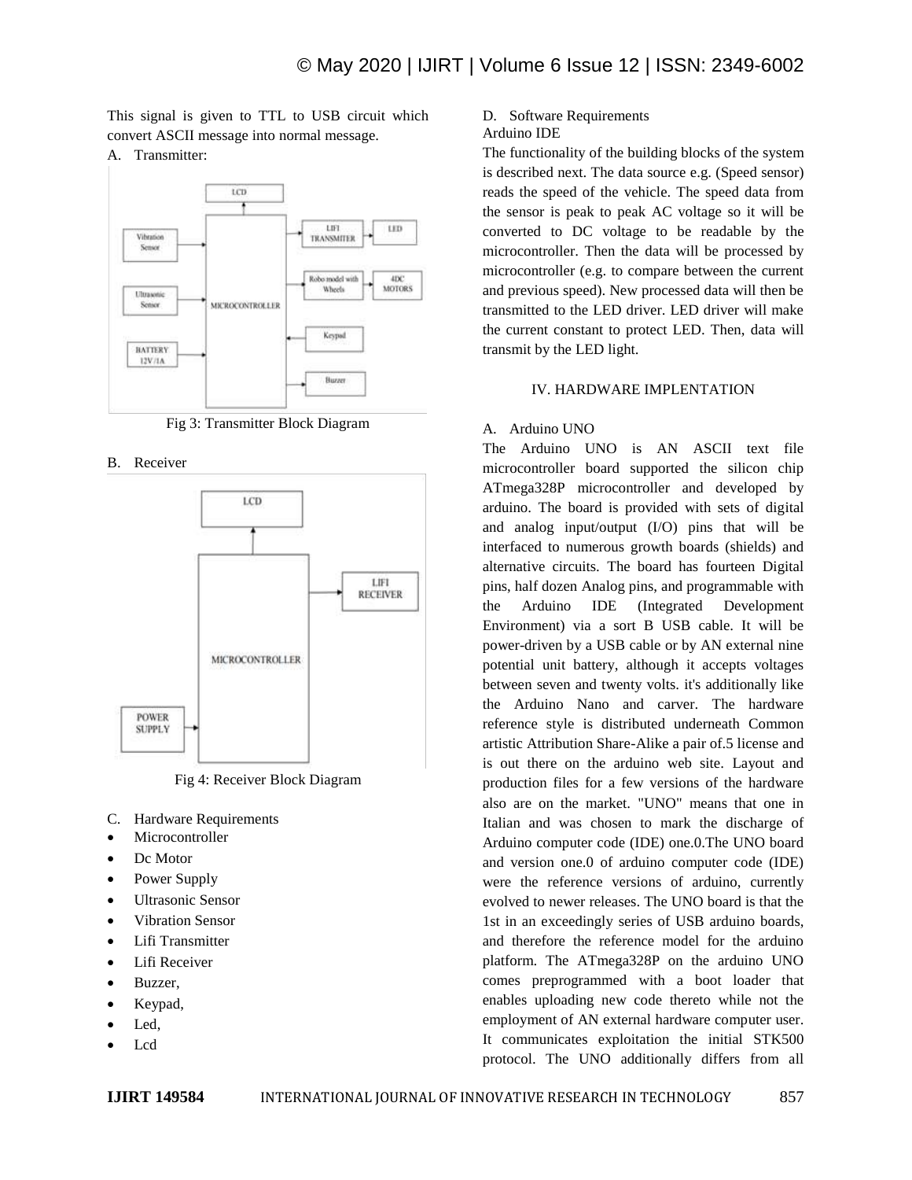This signal is given to TTL to USB circuit which convert ASCII message into normal message.

A. Transmitter:

Fig 3: Transmitter Block Diagram

B. Receiver

Fig 4: Receiver Block Diagram

C. Hardware Requirements

- Microcontroller
- Dc Motor
- Power Supply
- Ultrasonic Sensor
- Vibration Sensor
- Lifi Transmitter
- Lifi Receiver
- Buzzer,
- Keypad,
- Led,
- Lcd

D. Software Requirements

Arduino IDE

The functionality of the building blocks of the system is described next. The data source e.g. (Speed sensor) reads the speed of the vehicle. The speed data from the sensor is peak to peak AC voltage so it will be converted to DC voltage to be readable by the microcontroller. Then the data will be processed by microcontroller (e.g. to compare between the current and previous speed). New processed data will then be transmitted to the LED driver. LED driver will make the current constant to protect LED. Then, data will transmit by the LED light.

## IV. HARDWARE IMPLENTATION

A. Arduino UNO

The Arduino UNO is AN ASCII text file microcontroller board supported the silicon chip ATmega328P microcontroller and developed by arduino. The board is provided with sets of digital and analog input/output (I/O) pins that will be interfaced to numerous growth boards (shields) and alternative circuits. The board has fourteen Digital pins, half dozen Analog pins, and programmable with the Arduino IDE (Integrated Development Environment) via a sort B USB cable. It will be power-driven by a USB cable or by AN external nine potential unit battery, although it accepts voltages between seven and twenty volts. it's additionally like the Arduino Nano and carver. The hardware reference style is distributed underneath Common artistic Attribution Share-Alike a pair of.5 license and is out there on the arduino web site. Layout and production files for a few versions of the hardware also are on the market. "UNO" means that one in Italian and was chosen to mark the discharge of Arduino computer code (IDE) one.0.The UNO board and version one.0 of arduino computer code (IDE) were the reference versions of arduino, currently evolved to newer releases. The UNO board is that the 1st in an exceedingly series of USB arduino boards, and therefore the reference model for the arduino platform. The ATmega328P on the arduino UNO comes preprogrammed with a boot loader that enables uploading new code thereto while not the employment of AN external hardware computer user. It communicates exploitation the initial STK500 protocol. The UNO additionally differs from all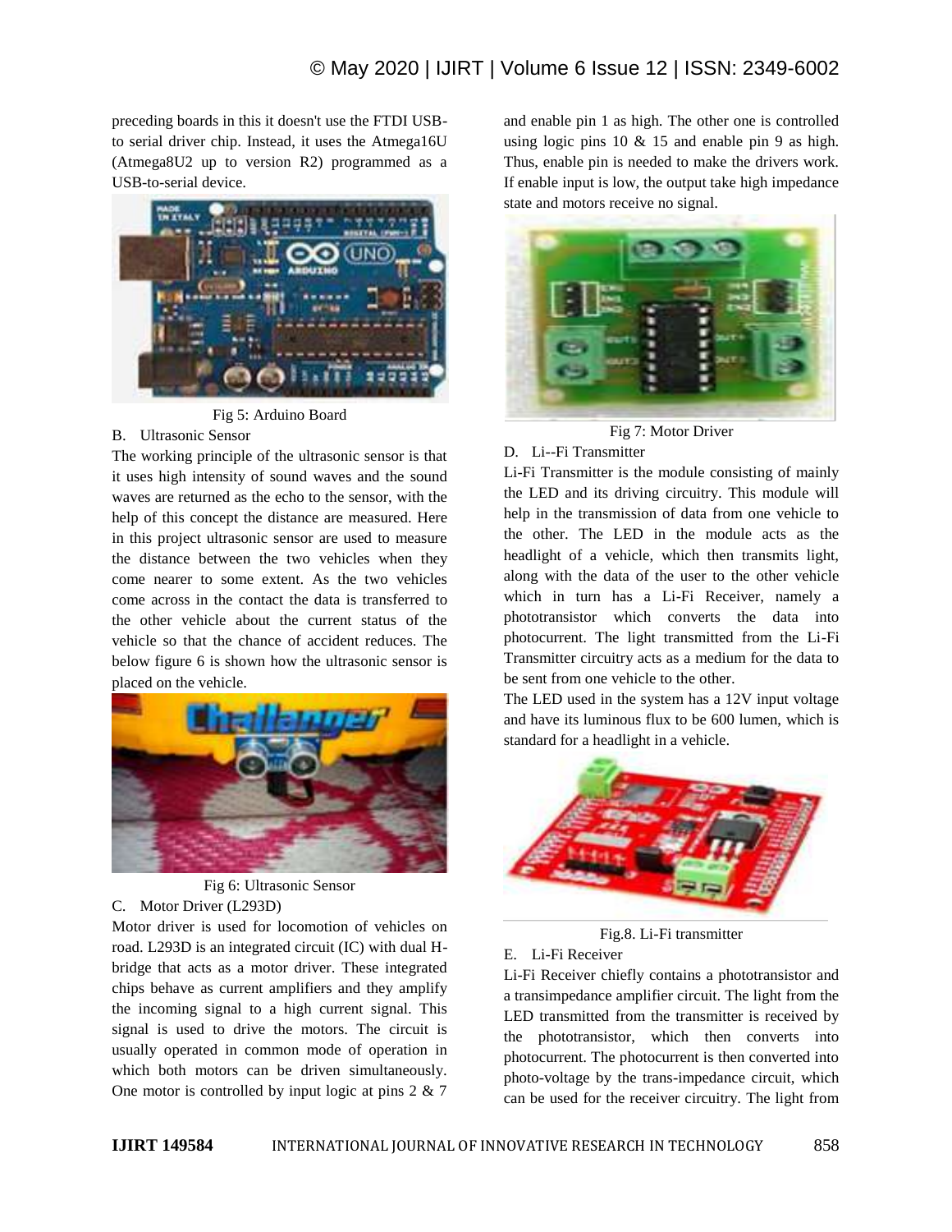preceding boards in this it doesn't use the FTDI USB-to-serial driver chip. Instead, it uses the Atmega16U (Atmega8U2 up to version R2) programmed as a USB-to-serial device.

Fig 5: Arduino Board

### B. Ultrasonic Sensor

The working principle of the ultrasonic sensor is that it uses high intensity of sound waves and the sound waves are returned as the echo to the sensor, with the help of this concept the distance are measured. Here in this project ultrasonic sensor are used to measure the distance between the two vehicles when they come nearer to some extent. As the two vehicles come across in the contact the data is transferred to the other vehicle about the current status of the vehicle so that the chance of accident reduces. The below figure 6 is shown how the ultrasonic sensor is placed on the vehicle.

Fig 6: Ultrasonic Sensor

### C. Motor Driver (L293D)

Motor driver is used for locomotion of vehicles on road. L293D is an integrated circuit (IC) with dual H-bridge that acts as a motor driver. These integrated chips behave as current amplifiers and they amplify the incoming signal to a high current signal. This signal is used to drive the motors. The circuit is usually operated in common mode of operation in which both motors can be driven simultaneously. One motor is controlled by input logic at pins 2 & 7 and enable pin 1 as high. The other one is controlled using logic pins 10 & 15 and enable pin 9 as high. Thus, enable pin is needed to make the drivers work. If enable input is low, the output take high impedance state and motors receive no signal.

Fig 7: Motor Driver

### D. Li--Fi Transmitter

Li-Fi Transmitter is the module consisting of mainly the LED and its driving circuitry. This module will help in the transmission of data from one vehicle to the other. The LED in the module acts as the headlight of a vehicle, which then transmits light, along with the data of the user to the other vehicle which in turn has a Li-Fi Receiver, namely a phototransistor which converts the data into photocurrent. The light transmitted from the Li-Fi Transmitter circuitry acts as a medium for the data to be sent from one vehicle to the other.

The LED used in the system has a 12V input voltage and have its luminous flux to be 600 lumen, which is standard for a headlight in a vehicle.

Fig.8. Li-Fi transmitter

### E. Li-Fi Receiver

Li-Fi Receiver chiefly contains a phototransistor and a transimpedance amplifier circuit. The light from the LED transmitted from the transmitter is received by the phototransistor, which then converts into photocurrent. The photocurrent is then converted into photo-voltage by the trans-impedance circuit, which can be used for the receiver circuitry. The light from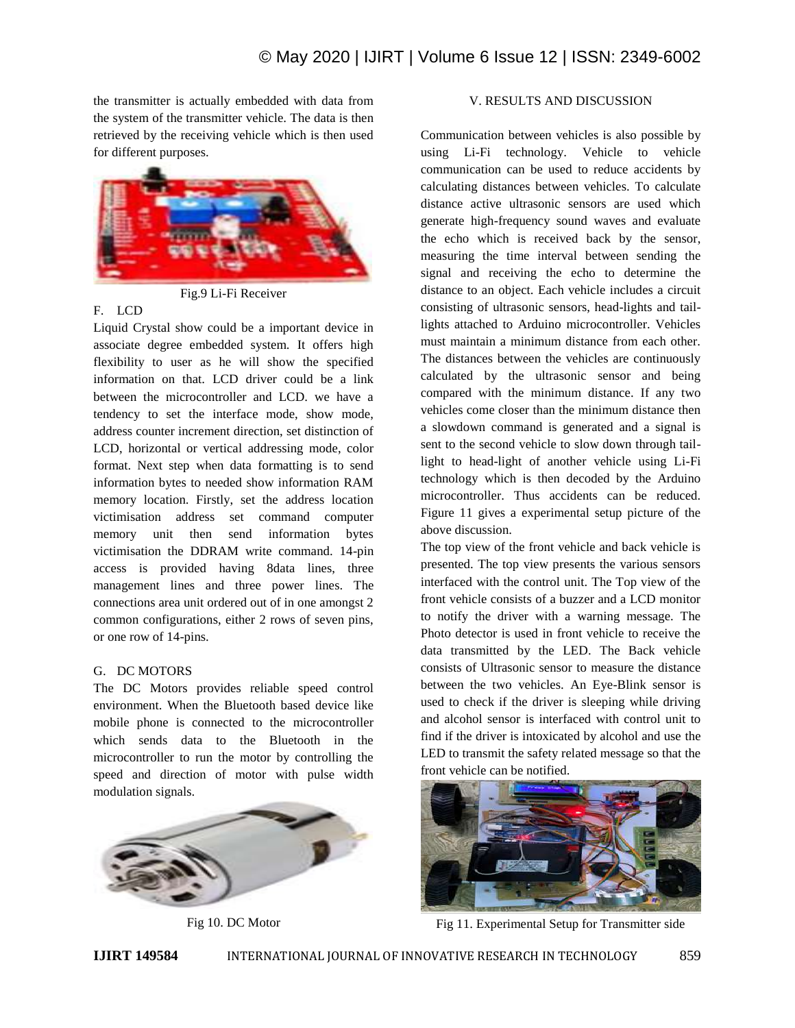the transmitter is actually embedded with data from the system of the transmitter vehicle. The data is then retrieved by the receiving vehicle which is then used for different purposes.

Fig.9 Li-Fi Receiver

### F. LCD

Liquid Crystal show could be a important device in associate degree embedded system. It offers high flexibility to user as he will show the specified information on that. LCD driver could be a link between the microcontroller and LCD. we have a tendency to set the interface mode, show mode, address counter increment direction, set distinction of LCD, horizontal or vertical addressing mode, color format. Next step when data formatting is to send information bytes to needed show information RAM memory location. Firstly, set the address location victimisation address set command computer memory unit then send information bytes victimisation the DDRAM write command. 14-pin access is provided having 8data lines, three management lines and three power lines. The connections area unit ordered out of in one amongst 2 common configurations, either 2 rows of seven pins, or one row of 14-pins.

### G. DC MOTORS

The DC Motors provides reliable speed control environment. When the Bluetooth based device like mobile phone is connected to the microcontroller which sends data to the Bluetooth in the microcontroller to run the motor by controlling the speed and direction of motor with pulse width modulation signals.

Fig 10. DC Motor

## V. RESULTS AND DISCUSSION

Communication between vehicles is also possible by using Li-Fi technology. Vehicle to vehicle communication can be used to reduce accidents by calculating distances between vehicles. To calculate distance active ultrasonic sensors are used which generate high-frequency sound waves and evaluate the echo which is received back by the sensor, measuring the time interval between sending the signal and receiving the echo to determine the distance to an object. Each vehicle includes a circuit consisting of ultrasonic sensors, head-lights and tail-lights attached to Arduino microcontroller. Vehicles must maintain a minimum distance from each other. The distances between the vehicles are continuously calculated by the ultrasonic sensor and being compared with the minimum distance. If any two vehicles come closer than the minimum distance then a slowdown command is generated and a signal is sent to the second vehicle to slow down through tail-light to head-light of another vehicle using Li-Fi technology which is then decoded by the Arduino microcontroller. Thus accidents can be reduced. Figure 11 gives a experimental setup picture of the above discussion.

The top view of the front vehicle and back vehicle is presented. The top view presents the various sensors interfaced with the control unit. The Top view of the front vehicle consists of a buzzer and a LCD monitor to notify the driver with a warning message. The Photo detector is used in front vehicle to receive the data transmitted by the LED. The Back vehicle consists of Ultrasonic sensor to measure the distance between the two vehicles. An Eye-Blink sensor is used to check if the driver is sleeping while driving and alcohol sensor is interfaced with control unit to find if the driver is intoxicated by alcohol and use the LED to transmit the safety related message so that the front vehicle can be notified.

Fig 11. Experimental Setup for Transmitter side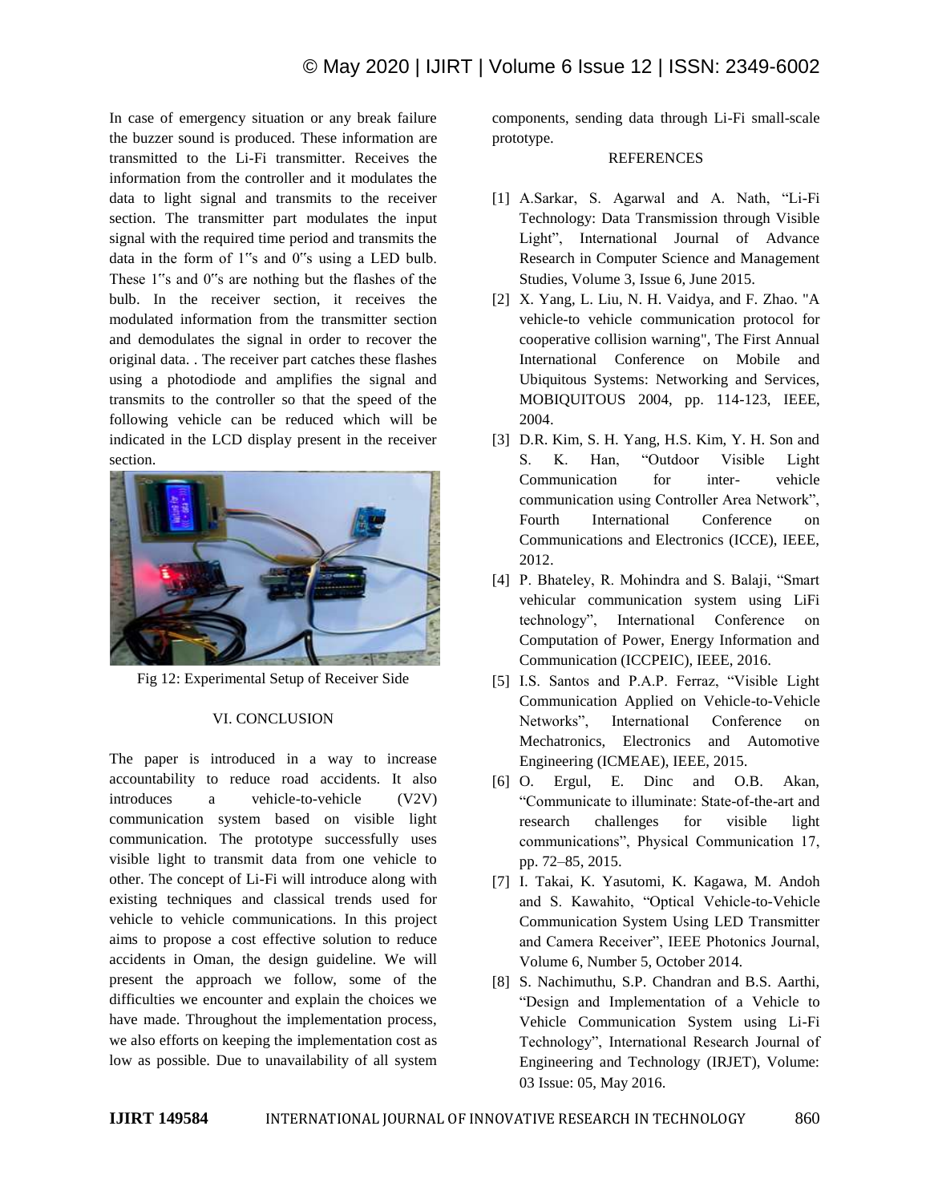In case of emergency situation or any break failure the buzzer sound is produced. These information are transmitted to the Li-Fi transmitter. Receives the information from the controller and it modulates the data to light signal and transmits to the receiver section. The transmitter part modulates the input signal with the required time period and transmits the data in the form of 1"s and 0"s using a LED bulb. These 1"s and 0"s are nothing but the flashes of the bulb. In the receiver section, it receives the modulated information from the transmitter section and demodulates the signal in order to recover the original data. . The receiver part catches these flashes using a photodiode and amplifies the signal and transmits to the controller so that the speed of the following vehicle can be reduced which will be indicated in the LCD display present in the receiver section.

Fig 12: Experimental Setup of Receiver Side

## VI. CONCLUSION

The paper is introduced in a way to increase accountability to reduce road accidents. It also introduces a vehicle-to-vehicle (V2V) communication system based on visible light communication. The prototype successfully uses visible light to transmit data from one vehicle to other. The concept of Li-Fi will introduce along with existing techniques and classical trends used for vehicle to vehicle communications. In this project aims to propose a cost effective solution to reduce accidents in Oman, the design guideline. We will present the approach we follow, some of the difficulties we encounter and explain the choices we have made. Throughout the implementation process, we also efforts on keeping the implementation cost as low as possible. Due to unavailability of all system components, sending data through Li-Fi small-scale prototype.

## REFERENCES

[1] A.Sarkar, S. Agarwal and A. Nath, "Li-Fi Technology: Data Transmission through Visible Light", International Journal of Advance Research in Computer Science and Management Studies, Volume 3, Issue 6, June 2015.

[2] X. Yang, L. Liu, N. H. Vaidya, and F. Zhao. "A vehicle-to vehicle communication protocol for cooperative collision warning", The First Annual International Conference on Mobile and Ubiquitous Systems: Networking and Services, MOBIQUITOUS 2004, pp. 114-123, IEEE, 2004.

[3] D.R. Kim, S. H. Yang, H.S. Kim, Y. H. Son and S. K. Han, "Outdoor Visible Light Communication for inter- vehicle communication using Controller Area Network", Fourth International Conference on Communications and Electronics (ICCE), IEEE, 2012.

[4] P. Bhateley, R. Mohindra and S. Balaji, "Smart vehicular communication system using LiFi technology", International Conference on Computation of Power, Energy Information and Communication (ICCPEIC), IEEE, 2016.

[5] I.S. Santos and P.A.P. Ferraz, "Visible Light Communication Applied on Vehicle-to-Vehicle Networks", International Conference on Mechatronics, Electronics and Automotive Engineering (ICMEAE), IEEE, 2015.

[6] O. Ergul, E. Dinc and O.B. Akan, "Communicate to illuminate: State-of-the-art and research challenges for visible light communications", Physical Communication 17, pp. 72–85, 2015.

[7] I. Takai, K. Yasutomi, K. Kagawa, M. Andoh and S. Kawahito, "Optical Vehicle-to-Vehicle Communication System Using LED Transmitter and Camera Receiver", IEEE Photonics Journal, Volume 6, Number 5, October 2014.

[8] S. Nachimuthu, S.P. Chandran and B.S. Aarthi, "Design and Implementation of a Vehicle to Vehicle Communication System using Li-Fi Technology", International Research Journal of Engineering and Technology (IRJET), Volume: 03 Issue: 05, May 2016.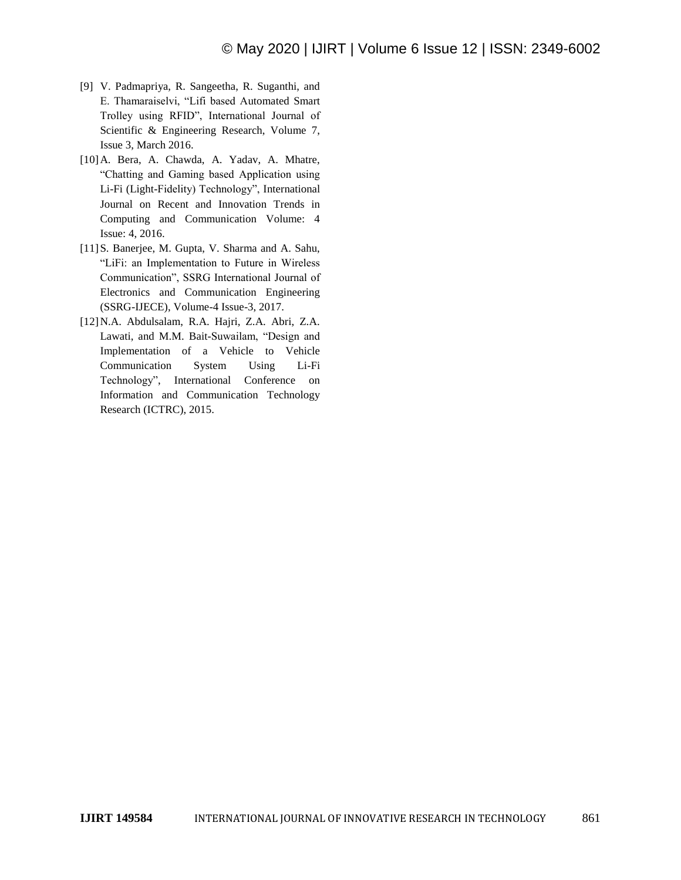[9] V. Padmapriya, R. Sangeetha, R. Suganthi, and E. Thamaraiselvi, "Lifi based Automated Smart Trolley using RFID", International Journal of Scientific & Engineering Research, Volume 7, Issue 3, March 2016.

[10] A. Bera, A. Chawda, A. Yadav, A. Mhatre, "Chatting and Gaming based Application using Li-Fi (Light-Fidelity) Technology", International Journal on Recent and Innovation Trends in Computing and Communication Volume: 4 Issue: 4, 2016.

[11] S. Banerjee, M. Gupta, V. Sharma and A. Sahu, "LiFi: an Implementation to Future in Wireless Communication", SSRG International Journal of Electronics and Communication Engineering (SSRG-IJECE), Volume-4 Issue-3, 2017.

[12] N.A. Abdulsalam, R.A. Hajri, Z.A. Abri, Z.A. Lawati, and M.M. Bait-Suwailam, "Design and Implementation of a Vehicle to Vehicle Communication System Using Li-Fi Technology", International Conference on Information and Communication Technology Research (ICTRC), 2015.